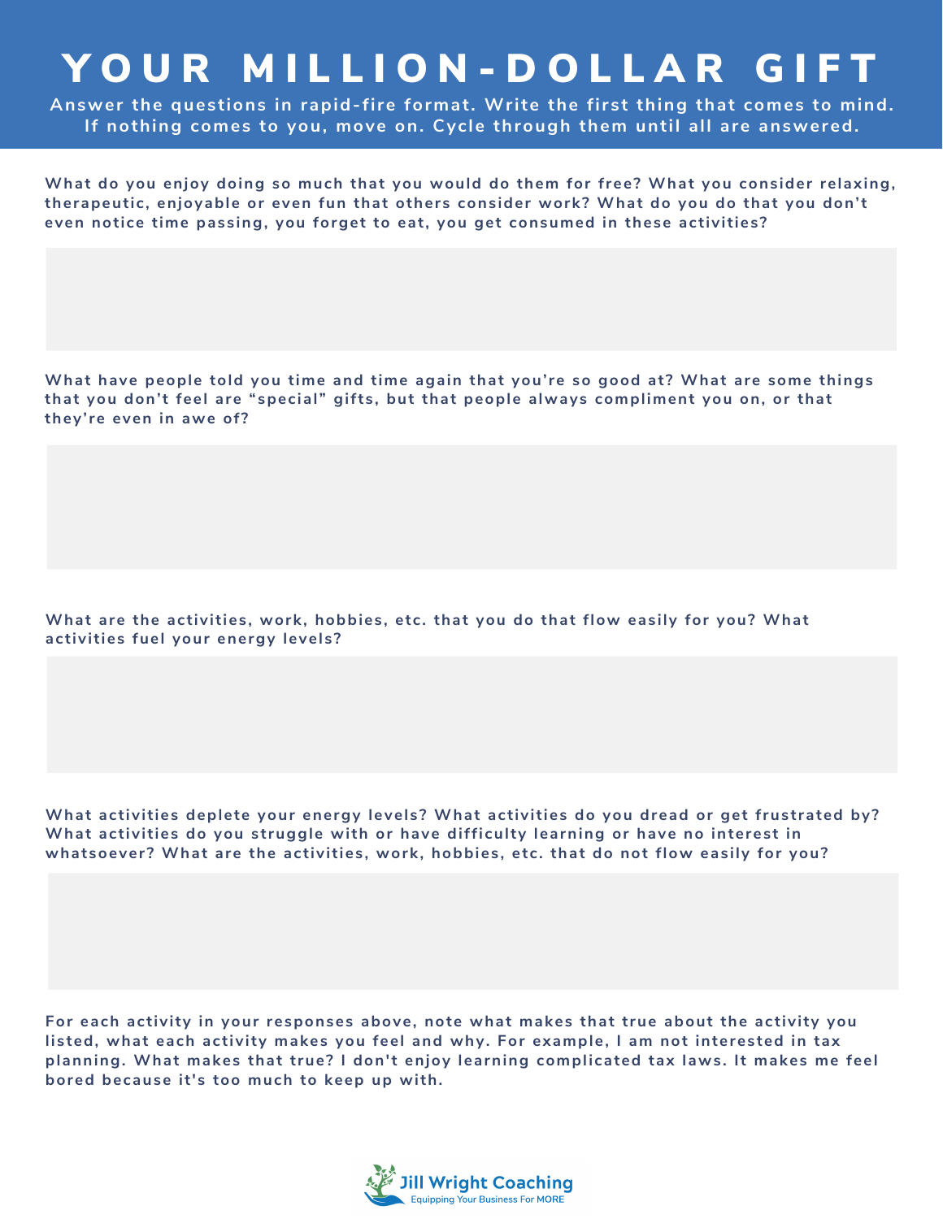# YOUR MILLION-DOLLAR GIFT

**Answer the questions in rapid-fire format. Write the first thing that comes to mind. If nothing comes to you, move on. Cycle through them until all are answered.**

**What do you enjoy doing so much that you would do them for free? What you consider relaxing, therapeutic, enjoyable or even fun that others consider work? What do you do that you don't even notice time passing, you forget to eat, you get consumed in these activities?**

**What have people told you time and time again that you're so good at? What are some things that you don't feel are "special" gifts, but that people always compliment you on, or that they're even in awe of?**

**What are the activities, work, hobbies, etc. that you do that flow easily for you? What activities fuel your energy levels?**

**What activities deplete your energy levels? What activities do you dread or get frustrated by? What activities do you struggle with or have difficulty learning or have no interest in whatsoever? What are the activities, work, hobbies, etc. that do not flow easily for you?**

**For each activity in your responses above, note what makes that true about the activity you listed, what each activity makes you feel and why. For example, I am not interested in tax planning. What makes that true? I don't enjoy learning complicated tax laws. It makes me feel bored because it's too much to keep up with.**

Jill Wright Coaching
Equipping Your Business For MORE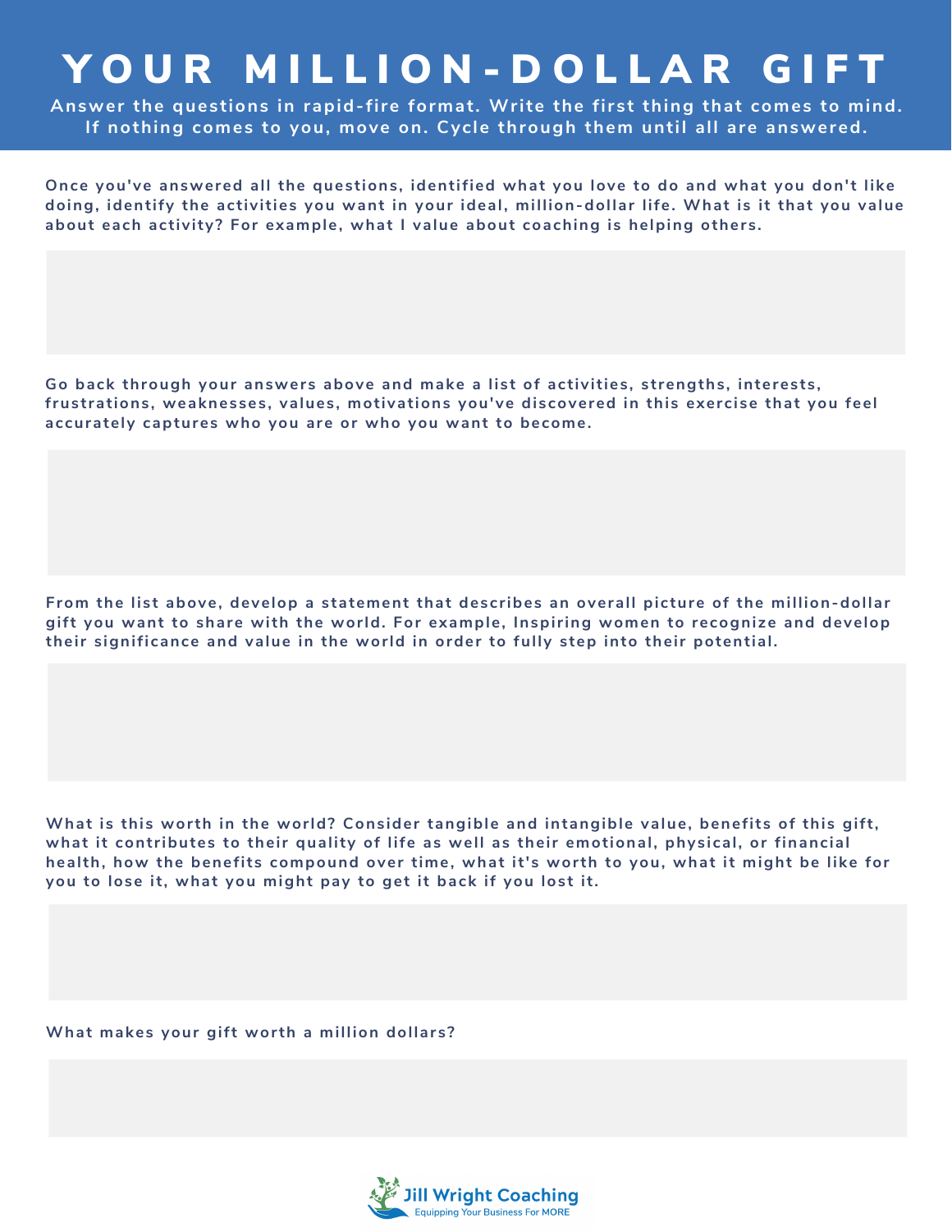# YOUR MILLION-DOLLAR GIFT

**Answer the questions in rapid-fire format. Write the first thing that comes to mind. If nothing comes to you, move on. Cycle through them until all are answered.**

**Once you've answered all the questions, identified what you love to do and what you don't like doing, identify the activities you want in your ideal, million-dollar life. What is it that you value about each activity? For example, what I value about coaching is helping others.**

**Go back through your answers above and make a list of activities, strengths, interests, frustrations, weaknesses, values, motivations you've discovered in this exercise that you feel accurately captures who you are or who you want to become.**

**From the list above, develop a statement that describes an overall picture of the million-dollar gift you want to share with the world. For example, Inspiring women to recognize and develop their significance and value in the world in order to fully step into their potential.**

**What is this worth in the world? Consider tangible and intangible value, benefits of this gift, what it contributes to their quality of life as well as their emotional, physical, or financial health, how the benefits compound over time, what it's worth to you, what it might be like for you to lose it, what you might pay to get it back if you lost it.**

**What makes your gift worth a million dollars?**

Jill Wright Coaching
Equipping Your Business For MORE